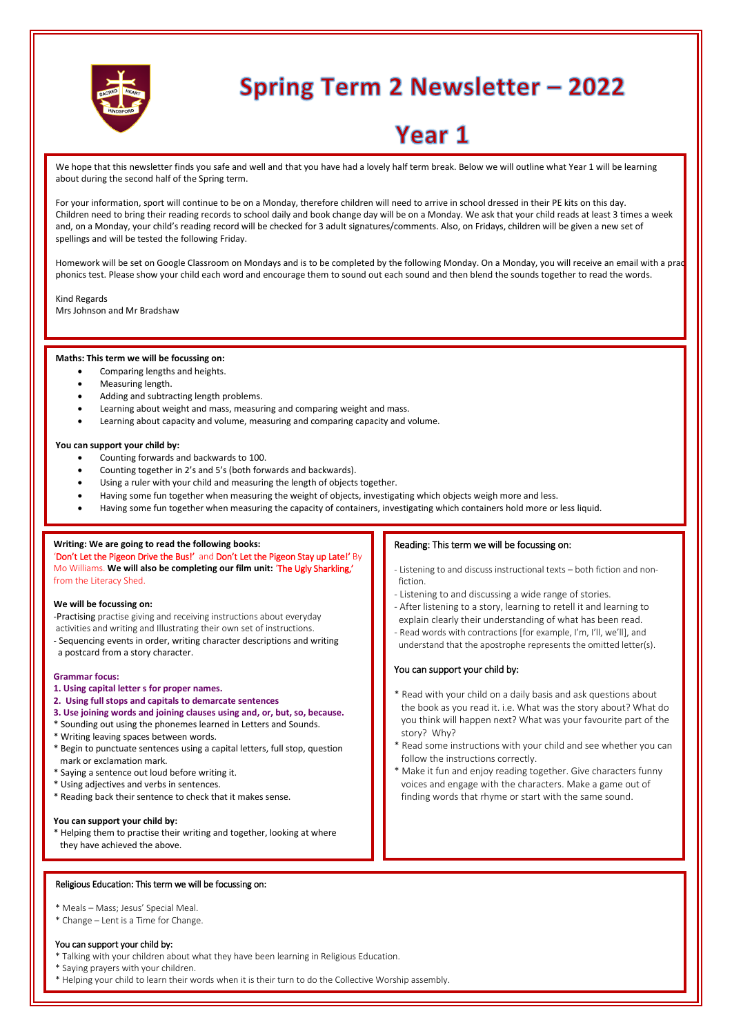# Spring Term 2 Newsletter – 2022

# Year 1

We hope that this newsletter finds you safe and well and that you have had a lovely half term break. Below we will outline what Year 1 will be learning about during the second half of the Spring term.

For your information, sport will continue to be on a Monday, therefore children will need to arrive in school dressed in their PE kits on this day. Children need to bring their reading records to school daily and book change day will be on a Monday. We ask that your child reads at least 3 times a week and, on a Monday, your child's reading record will be checked for 3 adult signatures/comments. Also, on Fridays, children will be given a new set of spellings and will be tested the following Friday.

Homework will be set on Google Classroom on Mondays and is to be completed by the following Monday. On a Monday, you will receive an email with a prac phonics test. Please show your child each word and encourage them to sound out each sound and then blend the sounds together to read the words.

Kind Regards
Mrs Johnson and Mr Bradshaw

**Maths: This term we will be focussing on:**

- Comparing lengths and heights.
- Measuring length.
- Adding and subtracting length problems.
- Learning about weight and mass, measuring and comparing weight and mass.
- Learning about capacity and volume, measuring and comparing capacity and volume.

**You can support your child by:**

- Counting forwards and backwards to 100.
- Counting together in 2's and 5's (both forwards and backwards).
- Using a ruler with your child and measuring the length of objects together.
- Having some fun together when measuring the weight of objects, investigating which objects weigh more and less.
- Having some fun together when measuring the capacity of containers, investigating which containers hold more or less liquid.

**Writing: We are going to read the following books:**
'Don't Let the Pigeon Drive the Bus!' and Don't Let the Pigeon Stay up Late!' By Mo Williams. **We will also be completing our film unit:** 'The Ugly Sharkling,' from the Literacy Shed.

**We will be focussing on:**

-Practising practise giving and receiving instructions about everyday activities and writing and Illustrating their own set of instructions.
- Sequencing events in order, writing character descriptions and writing a postcard from a story character.

**Grammar focus:**

**1. Using capital letter s for proper names.**
**2. Using full stops and capitals to demarcate sentences**
**3. Use joining words and joining clauses using and, or, but, so, because.**

* Sounding out using the phonemes learned in Letters and Sounds.
* Writing leaving spaces between words.
* Begin to punctuate sentences using a capital letters, full stop, question mark or exclamation mark.
* Saying a sentence out loud before writing it.
* Using adjectives and verbs in sentences.
* Reading back their sentence to check that it makes sense.

**You can support your child by:**

* Helping them to practise their writing and together, looking at where they have achieved the above.

Reading: This term we will be focussing on:

- Listening to and discuss instructional texts – both fiction and non-fiction.
- Listening to and discussing a wide range of stories.
- After listening to a story, learning to retell it and learning to explain clearly their understanding of what has been read.
- Read words with contractions [for example, I'm, I'll, we'll], and understand that the apostrophe represents the omitted letter(s).

You can support your child by:

* Read with your child on a daily basis and ask questions about the book as you read it. i.e. What was the story about? What do you think will happen next? What was your favourite part of the story? Why?
* Read some instructions with your child and see whether you can follow the instructions correctly.
* Make it fun and enjoy reading together. Give characters funny voices and engage with the characters. Make a game out of finding words that rhyme or start with the same sound.

Religious Education: This term we will be focussing on:

* Meals – Mass; Jesus' Special Meal.
* Change – Lent is a Time for Change.

You can support your child by:

* Talking with your children about what they have been learning in Religious Education.
* Saying prayers with your children.
* Helping your child to learn their words when it is their turn to do the Collective Worship assembly.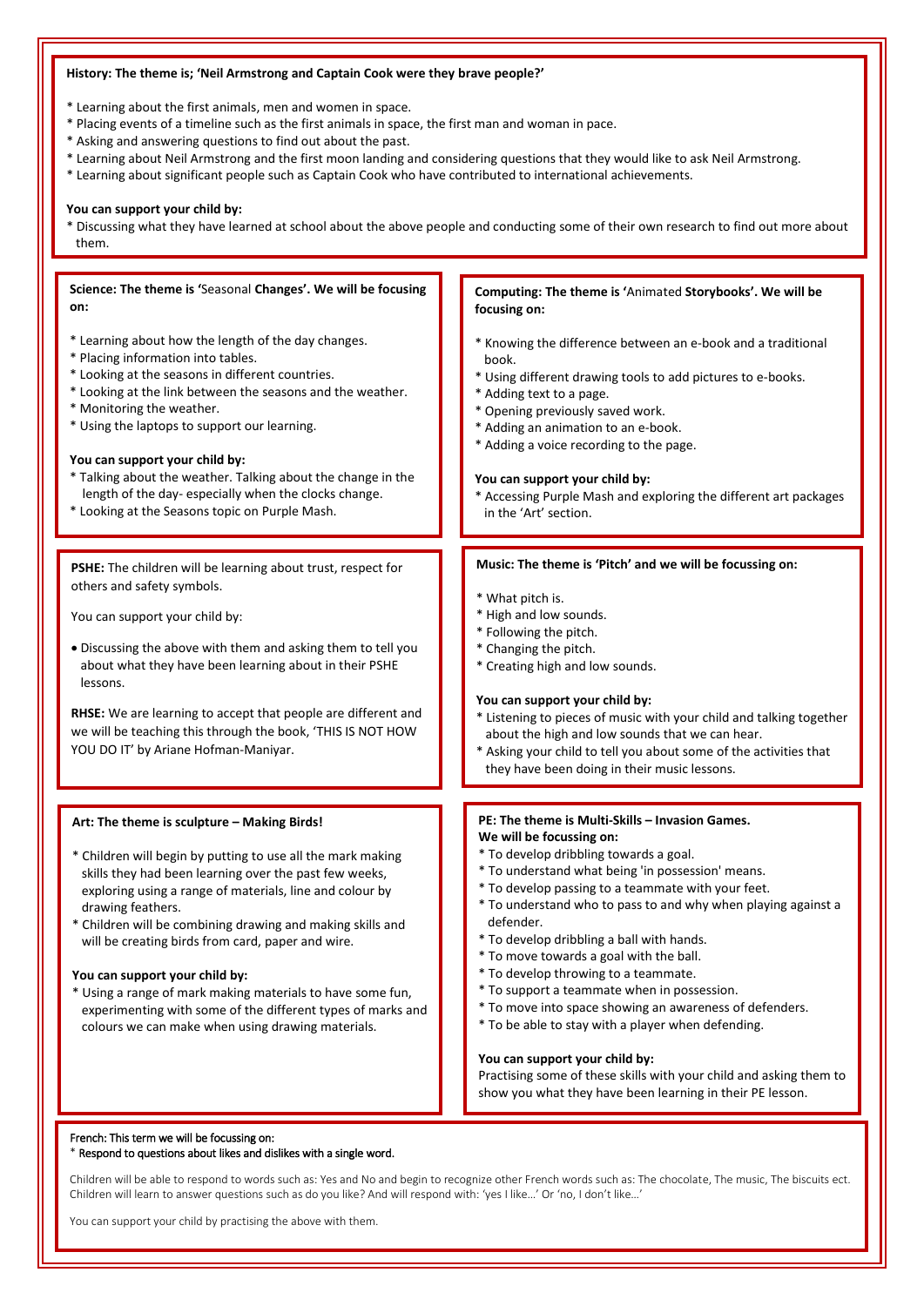**History: The theme is; 'Neil Armstrong and Captain Cook were they brave people?'**

* Learning about the first animals, men and women in space.
* Placing events of a timeline such as the first animals in space, the first man and woman in pace.
* Asking and answering questions to find out about the past.
* Learning about Neil Armstrong and the first moon landing and considering questions that they would like to ask Neil Armstrong.
* Learning about significant people such as Captain Cook who have contributed to international achievements.

**You can support your child by:**

* Discussing what they have learned at school about the above people and conducting some of their own research to find out more about them.

**Science: The theme is '**Seasonal **Changes'. We will be focusing on:**

* Learning about how the length of the day changes.
* Placing information into tables.
* Looking at the seasons in different countries.
* Looking at the link between the seasons and the weather.
* Monitoring the weather.
* Using the laptops to support our learning.

**You can support your child by:**

* Talking about the weather. Talking about the change in the length of the day- especially when the clocks change.
* Looking at the Seasons topic on Purple Mash.

**Computing: The theme is '**Animated **Storybooks'. We will be focusing on:**

* Knowing the difference between an e-book and a traditional book.
* Using different drawing tools to add pictures to e-books.
* Adding text to a page.
* Opening previously saved work.
* Adding an animation to an e-book.
* Adding a voice recording to the page.

**You can support your child by:**

* Accessing Purple Mash and exploring the different art packages in the 'Art' section.

**PSHE:** The children will be learning about trust, respect for others and safety symbols.

You can support your child by:

- Discussing the above with them and asking them to tell you about what they have been learning about in their PSHE lessons.

**RHSE:** We are learning to accept that people are different and we will be teaching this through the book, 'THIS IS NOT HOW YOU DO IT' by Ariane Hofman-Maniyar.

**Music: The theme is 'Pitch' and we will be focussing on:**

* What pitch is.
* High and low sounds.
* Following the pitch.
* Changing the pitch.
* Creating high and low sounds.

**You can support your child by:**

* Listening to pieces of music with your child and talking together about the high and low sounds that we can hear.
* Asking your child to tell you about some of the activities that they have been doing in their music lessons.

**Art: The theme is sculpture – Making Birds!**

* Children will begin by putting to use all the mark making skills they had been learning over the past few weeks, exploring using a range of materials, line and colour by drawing feathers.
* Children will be combining drawing and making skills and will be creating birds from card, paper and wire.

**You can support your child by:**

* Using a range of mark making materials to have some fun, experimenting with some of the different types of marks and colours we can make when using drawing materials.

**PE: The theme is Multi-Skills – Invasion Games.**
**We will be focussing on:**

* To develop dribbling towards a goal.
* To understand what being 'in possession' means.
* To develop passing to a teammate with your feet.
* To understand who to pass to and why when playing against a defender.
* To develop dribbling a ball with hands.
* To move towards a goal with the ball.
* To develop throwing to a teammate.
* To support a teammate when in possession.
* To move into space showing an awareness of defenders.
* To be able to stay with a player when defending.

**You can support your child by:**

Practising some of these skills with your child and asking them to show you what they have been learning in their PE lesson.

French: This term we will be focussing on:
* Respond to questions about likes and dislikes with a single word.

Children will be able to respond to words such as: Yes and No and begin to recognize other French words such as: The chocolate, The music, The biscuits ect. Children will learn to answer questions such as do you like? And will respond with: 'yes I like…' Or 'no, I don't like…'

You can support your child by practising the above with them.